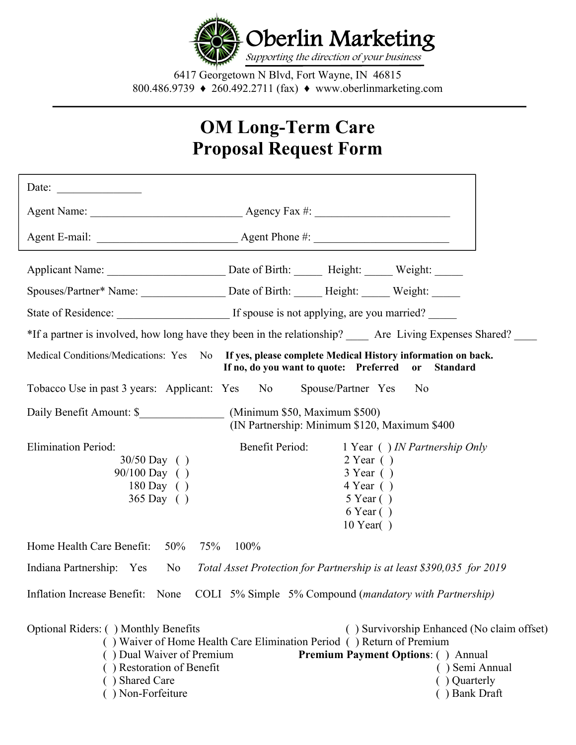Oberlin Marketing

*Supporting the direction of your business*

6417 Georgetown N Blvd, Fort Wayne, IN 46815

800.486.9739 ♦ 260.492.2711 (fax) ♦ www.oberlinmarketing.com

---

# OM Long-Term Care
# Proposal Request Form

Date: _______________

Agent Name: ___________________________ Agency Fax #: ________________________

Agent E-mail: _________________________ Agent Phone #: ________________________

Applicant Name: _____________________ Date of Birth: _____ Height: _____ Weight: _____

Spouses/Partner* Name: _______________ Date of Birth: _____ Height: _____ Weight: _____

State of Residence: ____________________ If spouse is not applying, are you married? _____

*If a partner is involved, how long have they been in the relationship? ____ Are Living Expenses Shared? ____

Medical Conditions/Medications: Yes No **If yes, please complete Medical History information on back.**
**If no, do you want to quote: Preferred or Standard**

Tobacco Use in past 3 years: Applicant: Yes No Spouse/Partner Yes No

Daily Benefit Amount: $_______________ (Minimum $50, Maximum $500)
(IN Partnership: Minimum $120, Maximum $400)

Elimination Period:
- 30/50 Day ( )
- 90/100 Day ( )
- 180 Day ( )
- 365 Day ( )

Benefit Period:
- 1 Year ( ) *IN Partnership Only*
- 2 Year ( )
- 3 Year ( )
- 4 Year ( )
- 5 Year ( )
- 6 Year ( )
- 10 Year( )

Home Health Care Benefit: 50% 75% 100%

Indiana Partnership: Yes No *Total Asset Protection for Partnership is at least $390,035 for 2019*

Inflation Increase Benefit: None COLI 5% Simple 5% Compound (*mandatory with Partnership)*

Optional Riders:
- ( ) Monthly Benefits
- ( ) Waiver of Home Health Care Elimination Period
- ( ) Dual Waiver of Premium
- ( ) Restoration of Benefit
- ( ) Shared Care
- ( ) Non-Forfeiture
- ( ) Survivorship Enhanced (No claim offset)
- ( ) Return of Premium

**Premium Payment Options**:
- ( ) Annual
- ( ) Semi Annual
- ( ) Quarterly
- ( ) Bank Draft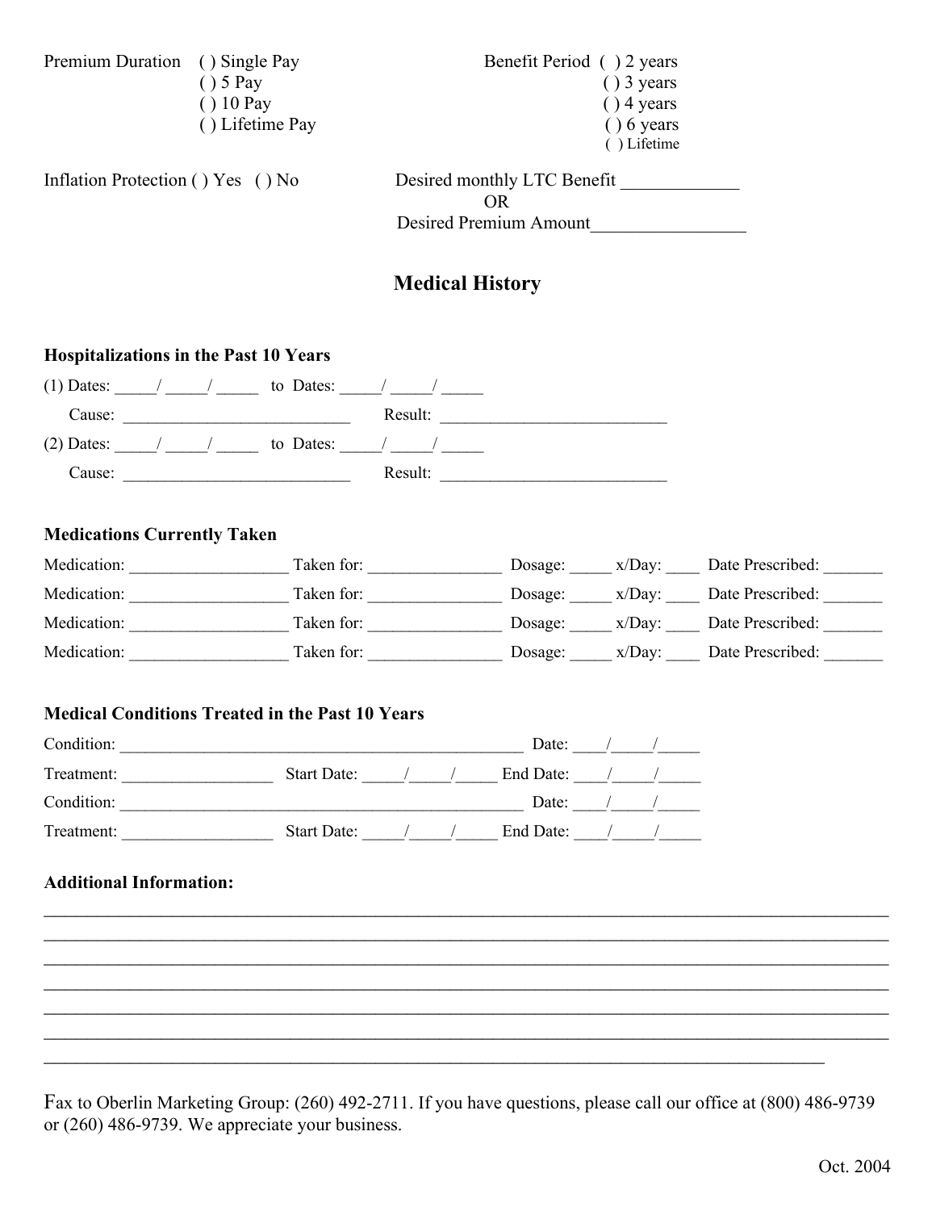Premium Duration ( ) Single Pay
( ) 5 Pay
( ) 10 Pay
( ) Lifetime Pay

Benefit Period ( ) 2 years
( ) 3 years
( ) 4 years
( ) 6 years
( ) Lifetime

Inflation Protection ( ) Yes ( ) No

Desired monthly LTC Benefit _____________
OR
Desired Premium Amount_________________

## Medical History

### Hospitalizations in the Past 10 Years

(1) Dates: _____/ _____/ _____ to Dates: _____/ _____/ _____

Cause: ___________________________ Result: ___________________________

(2) Dates: _____/ _____/ _____ to Dates: _____/ _____/ _____

Cause: ___________________________ Result: ___________________________

### Medications Currently Taken

Medication: ___________________ Taken for: ________________ Dosage: _____ x/Day: ____ Date Prescribed: _______

Medication: ___________________ Taken for: ________________ Dosage: _____ x/Day: ____ Date Prescribed: _______

Medication: ___________________ Taken for: ________________ Dosage: _____ x/Day: ____ Date Prescribed: _______

Medication: ___________________ Taken for: ________________ Dosage: _____ x/Day: ____ Date Prescribed: _______

### Medical Conditions Treated in the Past 10 Years

Condition: _________________________________________________ Date: ____/_____/_____

Treatment: __________________ Start Date: _____/_____/_____ End Date: ____/_____/_____

Condition: _________________________________________________ Date: ____/_____/_____

Treatment: __________________ Start Date: _____/_____/_____ End Date: ____/_____/_____

### Additional Information:

___________________________________________________________________________________________
___________________________________________________________________________________________
___________________________________________________________________________________________
___________________________________________________________________________________________
___________________________________________________________________________________________
___________________________________________________________________________________________
___________________________________________________________________________________

Fax to Oberlin Marketing Group: (260) 492-2711. If you have questions, please call our office at (800) 486-9739 or (260) 486-9739. We appreciate your business.

Oct. 2004